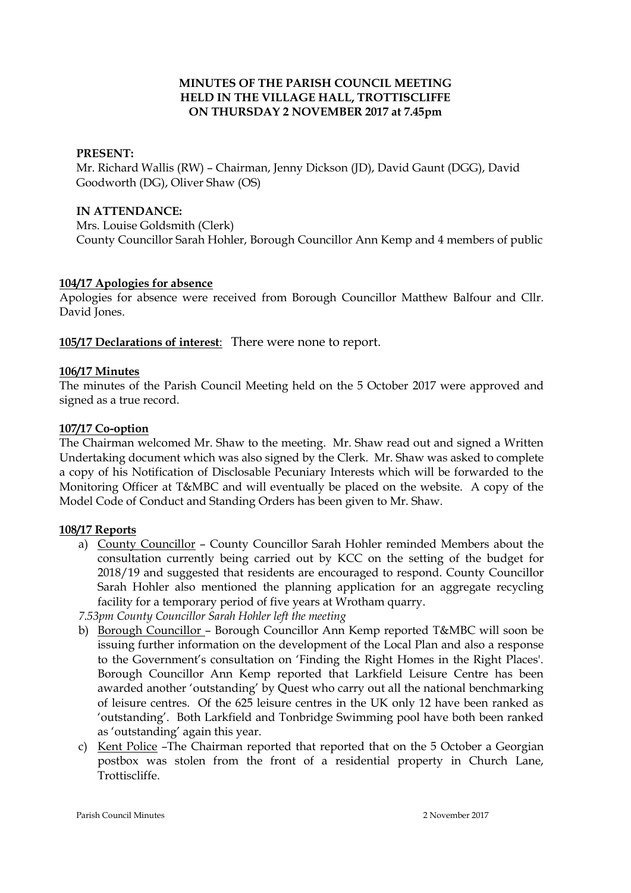**MINUTES OF THE PARISH COUNCIL MEETING**
**HELD IN THE VILLAGE HALL, TROTTISCLIFFE**
**ON THURSDAY 2 NOVEMBER 2017 at 7.45pm**

**PRESENT:**
Mr. Richard Wallis (RW) – Chairman, Jenny Dickson (JD), David Gaunt (DGG), David Goodworth (DG), Oliver Shaw (OS)

**IN ATTENDANCE:**
Mrs. Louise Goldsmith (Clerk)
County Councillor Sarah Hohler, Borough Councillor Ann Kemp and 4 members of public

**104/17 Apologies for absence**

Apologies for absence were received from Borough Councillor Matthew Balfour and Cllr. David Jones.

**105/17 Declarations of interest**: There were none to report.

**106/17 Minutes**

The minutes of the Parish Council Meeting held on the 5 October 2017 were approved and signed as a true record.

**107/17 Co-option**

The Chairman welcomed Mr. Shaw to the meeting. Mr. Shaw read out and signed a Written Undertaking document which was also signed by the Clerk. Mr. Shaw was asked to complete a copy of his Notification of Disclosable Pecuniary Interests which will be forwarded to the Monitoring Officer at T&MBC and will eventually be placed on the website. A copy of the Model Code of Conduct and Standing Orders has been given to Mr. Shaw.

**108/17 Reports**

a) County Councillor – County Councillor Sarah Hohler reminded Members about the consultation currently being carried out by KCC on the setting of the budget for 2018/19 and suggested that residents are encouraged to respond. County Councillor Sarah Hohler also mentioned the planning application for an aggregate recycling facility for a temporary period of five years at Wrotham quarry.

*7.53pm County Councillor Sarah Hohler left the meeting*

b) Borough Councillor – Borough Councillor Ann Kemp reported T&MBC will soon be issuing further information on the development of the Local Plan and also a response to the Government's consultation on 'Finding the Right Homes in the Right Places'. Borough Councillor Ann Kemp reported that Larkfield Leisure Centre has been awarded another 'outstanding' by Quest who carry out all the national benchmarking of leisure centres. Of the 625 leisure centres in the UK only 12 have been ranked as 'outstanding'. Both Larkfield and Tonbridge Swimming pool have both been ranked as 'outstanding' again this year.

c) Kent Police –The Chairman reported that reported that on the 5 October a Georgian postbox was stolen from the front of a residential property in Church Lane, Trottiscliffe.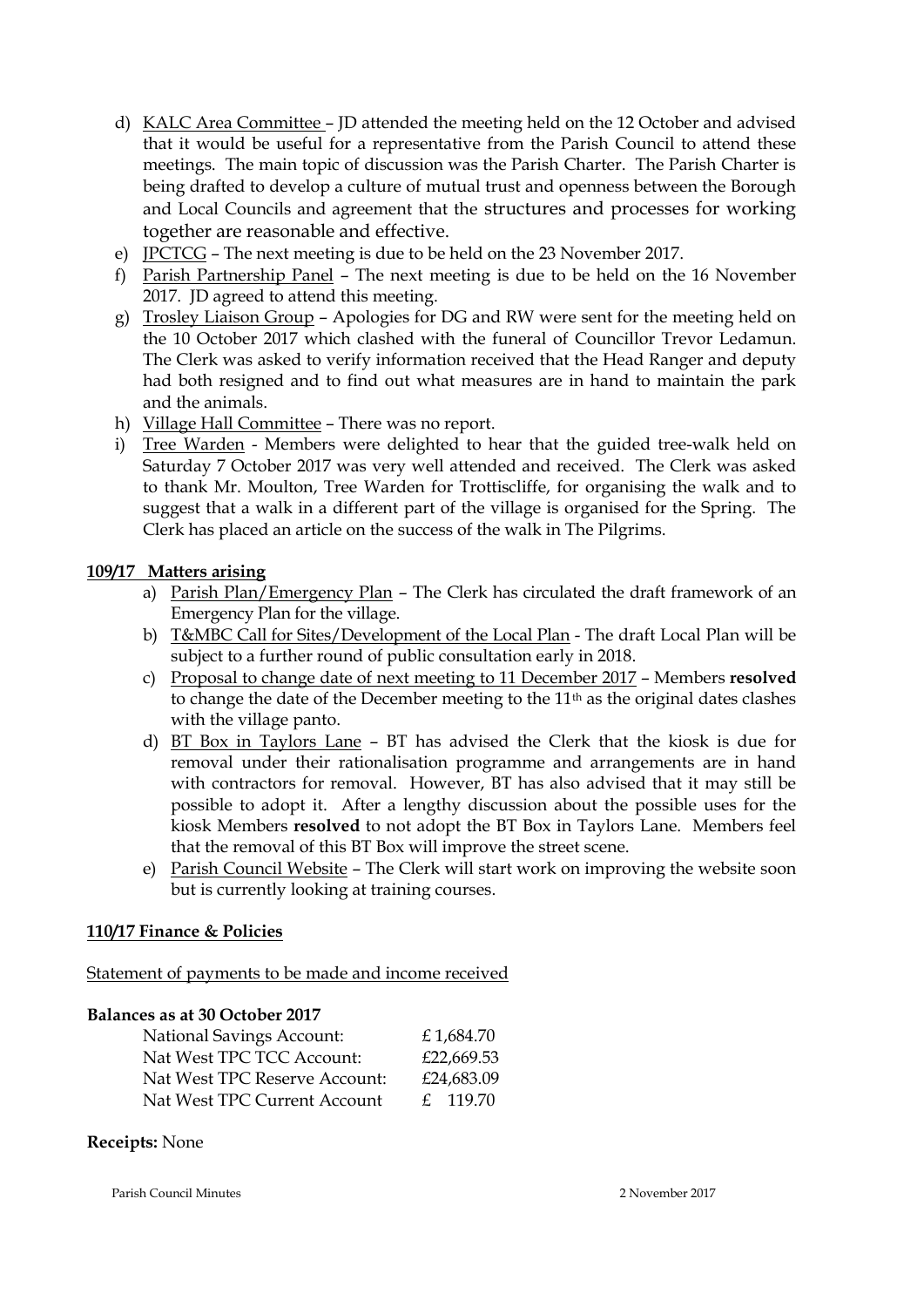d) <u>KALC Area Committee</u> – JD attended the meeting held on the 12 October and advised that it would be useful for a representative from the Parish Council to attend these meetings. The main topic of discussion was the Parish Charter. The Parish Charter is being drafted to develop a culture of mutual trust and openness between the Borough and Local Councils and agreement that the structures and processes for working together are reasonable and effective.

e) <u>JPCTCG</u> – The next meeting is due to be held on the 23 November 2017.

f) <u>Parish Partnership Panel</u> – The next meeting is due to be held on the 16 November 2017. JD agreed to attend this meeting.

g) <u>Trosley Liaison Group</u> – Apologies for DG and RW were sent for the meeting held on the 10 October 2017 which clashed with the funeral of Councillor Trevor Ledamun. The Clerk was asked to verify information received that the Head Ranger and deputy had both resigned and to find out what measures are in hand to maintain the park and the animals.

h) <u>Village Hall Committee</u> – There was no report.

i) <u>Tree Warden</u> - Members were delighted to hear that the guided tree-walk held on Saturday 7 October 2017 was very well attended and received. The Clerk was asked to thank Mr. Moulton, Tree Warden for Trottiscliffe, for organising the walk and to suggest that a walk in a different part of the village is organised for the Spring. The Clerk has placed an article on the success of the walk in The Pilgrims.

**109/17 Matters arising**

a) <u>Parish Plan/Emergency Plan</u> – The Clerk has circulated the draft framework of an Emergency Plan for the village.

b) <u>T&MBC Call for Sites/Development of the Local Plan</u> - The draft Local Plan will be subject to a further round of public consultation early in 2018.

c) <u>Proposal to change date of next meeting to 11 December 2017</u> – Members **resolved** to change the date of the December meeting to the 11th as the original dates clashes with the village panto.

d) <u>BT Box in Taylors Lane</u> – BT has advised the Clerk that the kiosk is due for removal under their rationalisation programme and arrangements are in hand with contractors for removal. However, BT has also advised that it may still be possible to adopt it. After a lengthy discussion about the possible uses for the kiosk Members **resolved** to not adopt the BT Box in Taylors Lane. Members feel that the removal of this BT Box will improve the street scene.

e) <u>Parish Council Website</u> – The Clerk will start work on improving the website soon but is currently looking at training courses.

**110/17 Finance & Policies**

<u>Statement of payments to be made and income received</u>

**Balances as at 30 October 2017**

| | |
|---|---|
| National Savings Account: | £ 1,684.70 |
| Nat West TPC TCC Account: | £22,669.53 |
| Nat West TPC Reserve Account: | £24,683.09 |
| Nat West TPC Current Account | £ 119.70 |

**Receipts:** None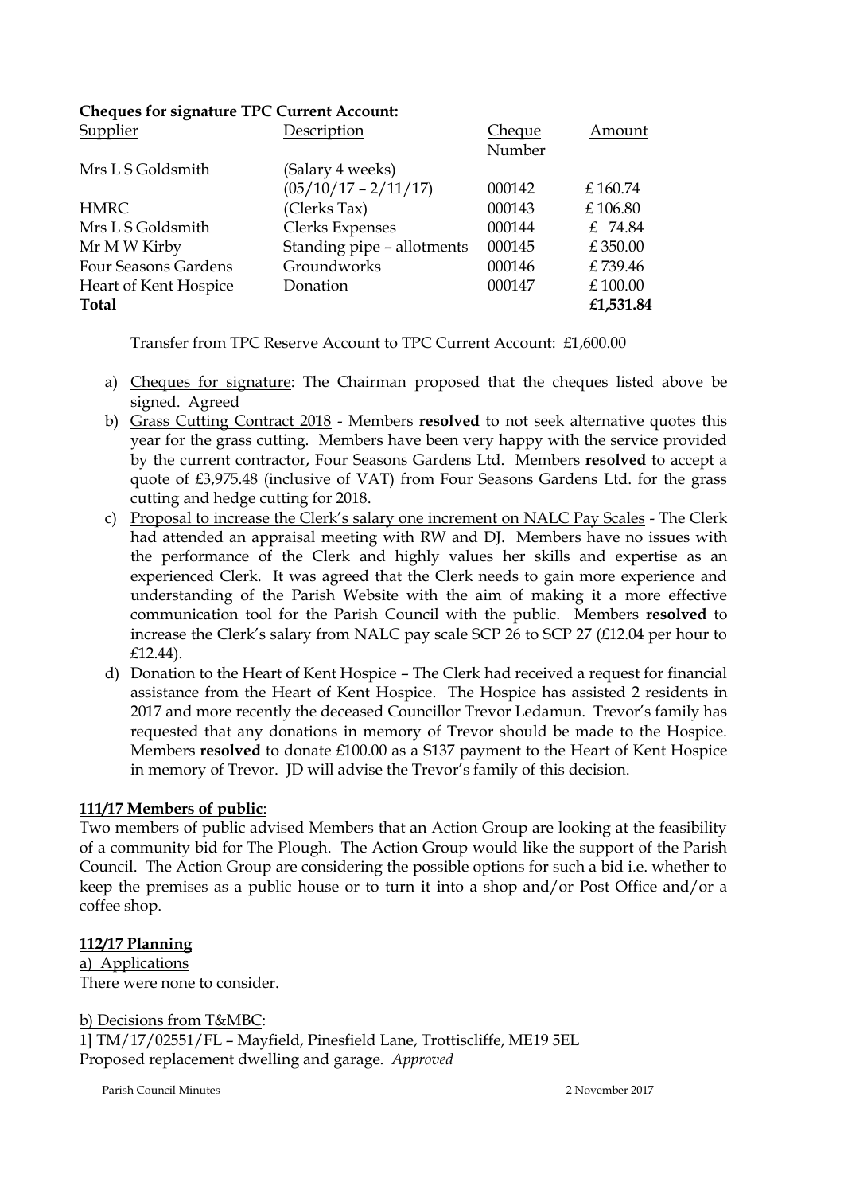**Cheques for signature TPC Current Account:**

| Supplier | Description | Cheque Number | Amount |
|---|---|---|---|
| Mrs L S Goldsmith | (Salary 4 weeks) (05/10/17 – 2/11/17) | 000142 | £ 160.74 |
| HMRC | (Clerks Tax) | 000143 | £ 106.80 |
| Mrs L S Goldsmith | Clerks Expenses | 000144 | £ 74.84 |
| Mr M W Kirby | Standing pipe – allotments | 000145 | £ 350.00 |
| Four Seasons Gardens | Groundworks | 000146 | £ 739.46 |
| Heart of Kent Hospice | Donation | 000147 | £ 100.00 |
| **Total** | | | **£1,531.84** |

Transfer from TPC Reserve Account to TPC Current Account: £1,600.00

a) Cheques for signature: The Chairman proposed that the cheques listed above be signed. Agreed
b) Grass Cutting Contract 2018 - Members **resolved** to not seek alternative quotes this year for the grass cutting. Members have been very happy with the service provided by the current contractor, Four Seasons Gardens Ltd. Members **resolved** to accept a quote of £3,975.48 (inclusive of VAT) from Four Seasons Gardens Ltd. for the grass cutting and hedge cutting for 2018.
c) Proposal to increase the Clerk's salary one increment on NALC Pay Scales - The Clerk had attended an appraisal meeting with RW and DJ. Members have no issues with the performance of the Clerk and highly values her skills and expertise as an experienced Clerk. It was agreed that the Clerk needs to gain more experience and understanding of the Parish Website with the aim of making it a more effective communication tool for the Parish Council with the public. Members **resolved** to increase the Clerk's salary from NALC pay scale SCP 26 to SCP 27 (£12.04 per hour to £12.44).
d) Donation to the Heart of Kent Hospice – The Clerk had received a request for financial assistance from the Heart of Kent Hospice. The Hospice has assisted 2 residents in 2017 and more recently the deceased Councillor Trevor Ledamun. Trevor's family has requested that any donations in memory of Trevor should be made to the Hospice. Members **resolved** to donate £100.00 as a S137 payment to the Heart of Kent Hospice in memory of Trevor. JD will advise the Trevor's family of this decision.

**111/17 Members of public**:

Two members of public advised Members that an Action Group are looking at the feasibility of a community bid for The Plough. The Action Group would like the support of the Parish Council. The Action Group are considering the possible options for such a bid i.e. whether to keep the premises as a public house or to turn it into a shop and/or Post Office and/or a coffee shop.

**112/17 Planning**

a) Applications

There were none to consider.

b) Decisions from T&MBC:

1] TM/17/02551/FL – Mayfield, Pinesfield Lane, Trottiscliffe, ME19 5EL

Proposed replacement dwelling and garage. *Approved*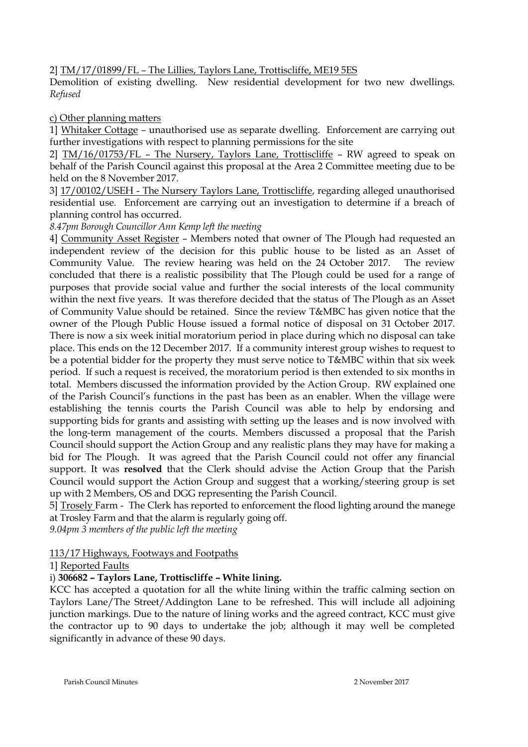2] <u>TM/17/01899/FL – The Lillies, Taylors Lane, Trottiscliffe, ME19 5ES</u>

Demolition of existing dwelling. New residential development for two new dwellings. *Refused*

<u>c) Other planning matters</u>

1] <u>Whitaker Cottage</u> – unauthorised use as separate dwelling. Enforcement are carrying out further investigations with respect to planning permissions for the site

2] <u>TM/16/01753/FL – The Nursery, Taylors Lane, Trottiscliffe</u> – RW agreed to speak on behalf of the Parish Council against this proposal at the Area 2 Committee meeting due to be held on the 8 November 2017.

3] <u>17/00102/USEH - The Nursery Taylors Lane, Trottiscliffe</u>, regarding alleged unauthorised residential use. Enforcement are carrying out an investigation to determine if a breach of planning control has occurred.

*8.47pm Borough Councillor Ann Kemp left the meeting*

4] <u>Community Asset Register</u> – Members noted that owner of The Plough had requested an independent review of the decision for this public house to be listed as an Asset of Community Value. The review hearing was held on the 24 October 2017. The review concluded that there is a realistic possibility that The Plough could be used for a range of purposes that provide social value and further the social interests of the local community within the next five years. It was therefore decided that the status of The Plough as an Asset of Community Value should be retained. Since the review T&MBC has given notice that the owner of the Plough Public House issued a formal notice of disposal on 31 October 2017. There is now a six week initial moratorium period in place during which no disposal can take place. This ends on the 12 December 2017. If a community interest group wishes to request to be a potential bidder for the property they must serve notice to T&MBC within that six week period. If such a request is received, the moratorium period is then extended to six months in total. Members discussed the information provided by the Action Group. RW explained one of the Parish Council's functions in the past has been as an enabler. When the village were establishing the tennis courts the Parish Council was able to help by endorsing and supporting bids for grants and assisting with setting up the leases and is now involved with the long-term management of the courts. Members discussed a proposal that the Parish Council should support the Action Group and any realistic plans they may have for making a bid for The Plough. It was agreed that the Parish Council could not offer any financial support. It was **resolved** that the Clerk should advise the Action Group that the Parish Council would support the Action Group and suggest that a working/steering group is set up with 2 Members, OS and DGG representing the Parish Council.

5] <u>Trosely</u> Farm - The Clerk has reported to enforcement the flood lighting around the manege at Trosley Farm and that the alarm is regularly going off.

*9.04pm 3 members of the public left the meeting*

<u>113/17 Highways, Footways and Footpaths</u>

1] <u>Reported Faults</u>

i) **306682 – Taylors Lane, Trottiscliffe – White lining.**

KCC has accepted a quotation for all the white lining within the traffic calming section on Taylors Lane/The Street/Addington Lane to be refreshed. This will include all adjoining junction markings. Due to the nature of lining works and the agreed contract, KCC must give the contractor up to 90 days to undertake the job; although it may well be completed significantly in advance of these 90 days.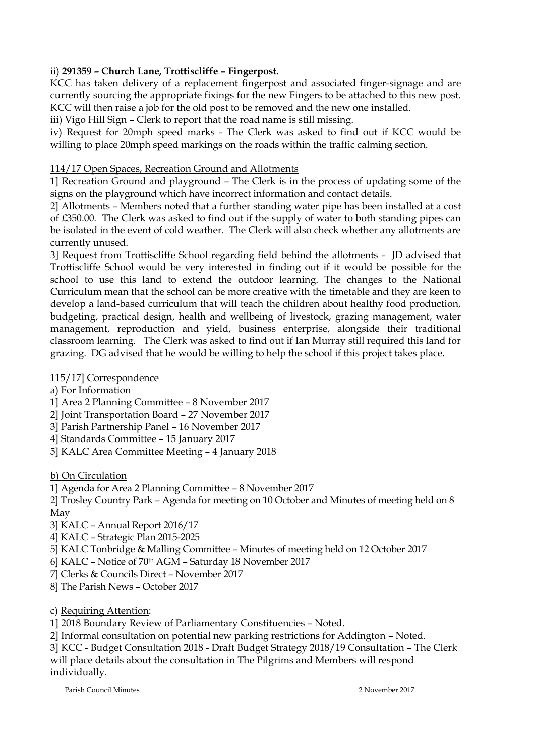ii) **291359 – Church Lane, Trottiscliffe – Fingerpost.**

KCC has taken delivery of a replacement fingerpost and associated finger-signage and are currently sourcing the appropriate fixings for the new Fingers to be attached to this new post. KCC will then raise a job for the old post to be removed and the new one installed.

iii) Vigo Hill Sign – Clerk to report that the road name is still missing.

iv) Request for 20mph speed marks - The Clerk was asked to find out if KCC would be willing to place 20mph speed markings on the roads within the traffic calming section.

<u>114/17 Open Spaces, Recreation Ground and Allotments</u>

1] <u>Recreation Ground and playground</u> – The Clerk is in the process of updating some of the signs on the playground which have incorrect information and contact details.

2] <u>Allotments</u> – Members noted that a further standing water pipe has been installed at a cost of £350.00. The Clerk was asked to find out if the supply of water to both standing pipes can be isolated in the event of cold weather. The Clerk will also check whether any allotments are currently unused.

3] <u>Request from Trottiscliffe School regarding field behind the allotments</u> - JD advised that Trottiscliffe School would be very interested in finding out if it would be possible for the school to use this land to extend the outdoor learning. The changes to the National Curriculum mean that the school can be more creative with the timetable and they are keen to develop a land-based curriculum that will teach the children about healthy food production, budgeting, practical design, health and wellbeing of livestock, grazing management, water management, reproduction and yield, business enterprise, alongside their traditional classroom learning. The Clerk was asked to find out if Ian Murray still required this land for grazing. DG advised that he would be willing to help the school if this project takes place.

<u>115/17] Correspondence</u>

<u>a) For Information</u>

1] Area 2 Planning Committee – 8 November 2017

2] Joint Transportation Board – 27 November 2017

3] Parish Partnership Panel – 16 November 2017

4] Standards Committee – 15 January 2017

5] KALC Area Committee Meeting – 4 January 2018

<u>b) On Circulation</u>

1] Agenda for Area 2 Planning Committee – 8 November 2017

2] Trosley Country Park – Agenda for meeting on 10 October and Minutes of meeting held on 8 May

3] KALC – Annual Report 2016/17

4] KALC – Strategic Plan 2015-2025

5] KALC Tonbridge & Malling Committee – Minutes of meeting held on 12 October 2017

6] KALC – Notice of 70th AGM – Saturday 18 November 2017

7] Clerks & Councils Direct – November 2017

8] The Parish News – October 2017

c) <u>Requiring Attention</u>:

1] 2018 Boundary Review of Parliamentary Constituencies – Noted.

2] Informal consultation on potential new parking restrictions for Addington – Noted.

3] KCC - Budget Consultation 2018 - Draft Budget Strategy 2018/19 Consultation – The Clerk will place details about the consultation in The Pilgrims and Members will respond individually.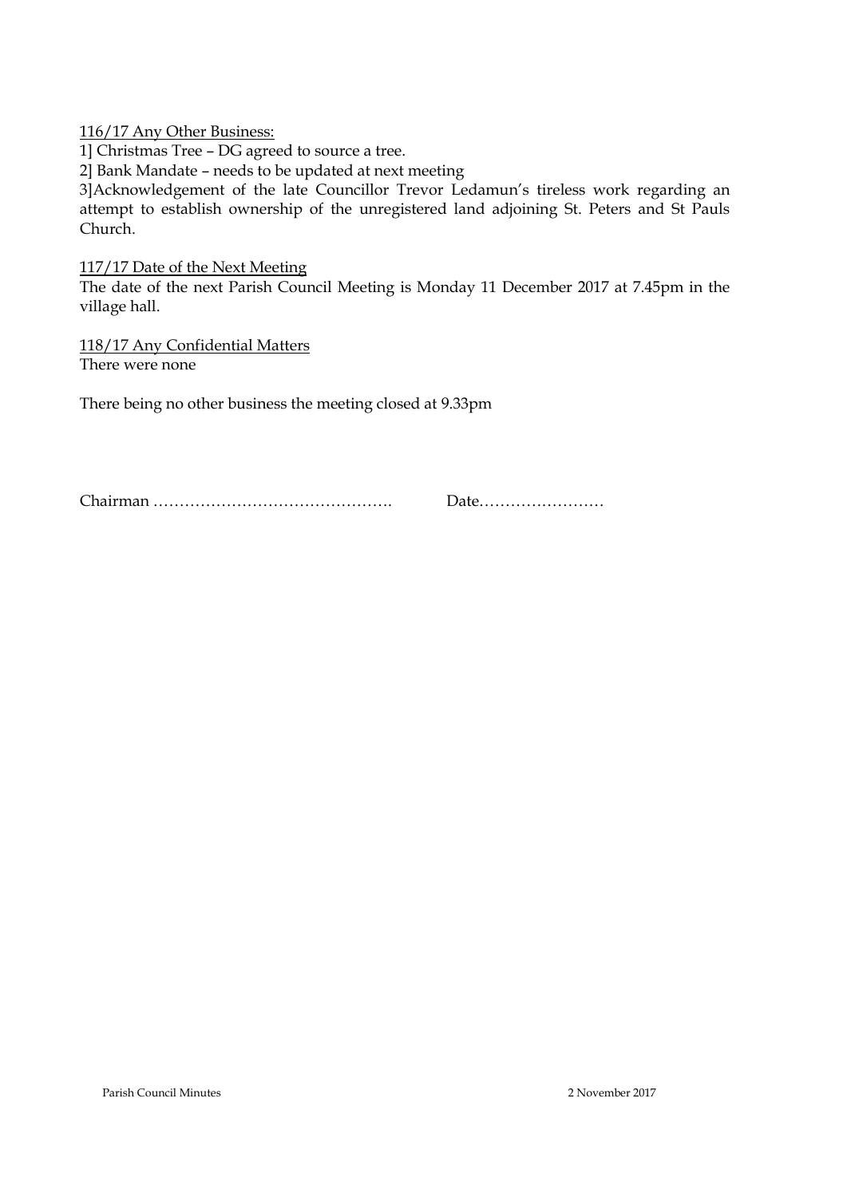116/17 Any Other Business:

1] Christmas Tree – DG agreed to source a tree.

2] Bank Mandate – needs to be updated at next meeting

3]Acknowledgement of the late Councillor Trevor Ledamun's tireless work regarding an attempt to establish ownership of the unregistered land adjoining St. Peters and St Pauls Church.

117/17 Date of the Next Meeting

The date of the next Parish Council Meeting is Monday 11 December 2017 at 7.45pm in the village hall.

118/17 Any Confidential Matters

There were none

There being no other business the meeting closed at 9.33pm

Chairman ………………………………………. Date……………………